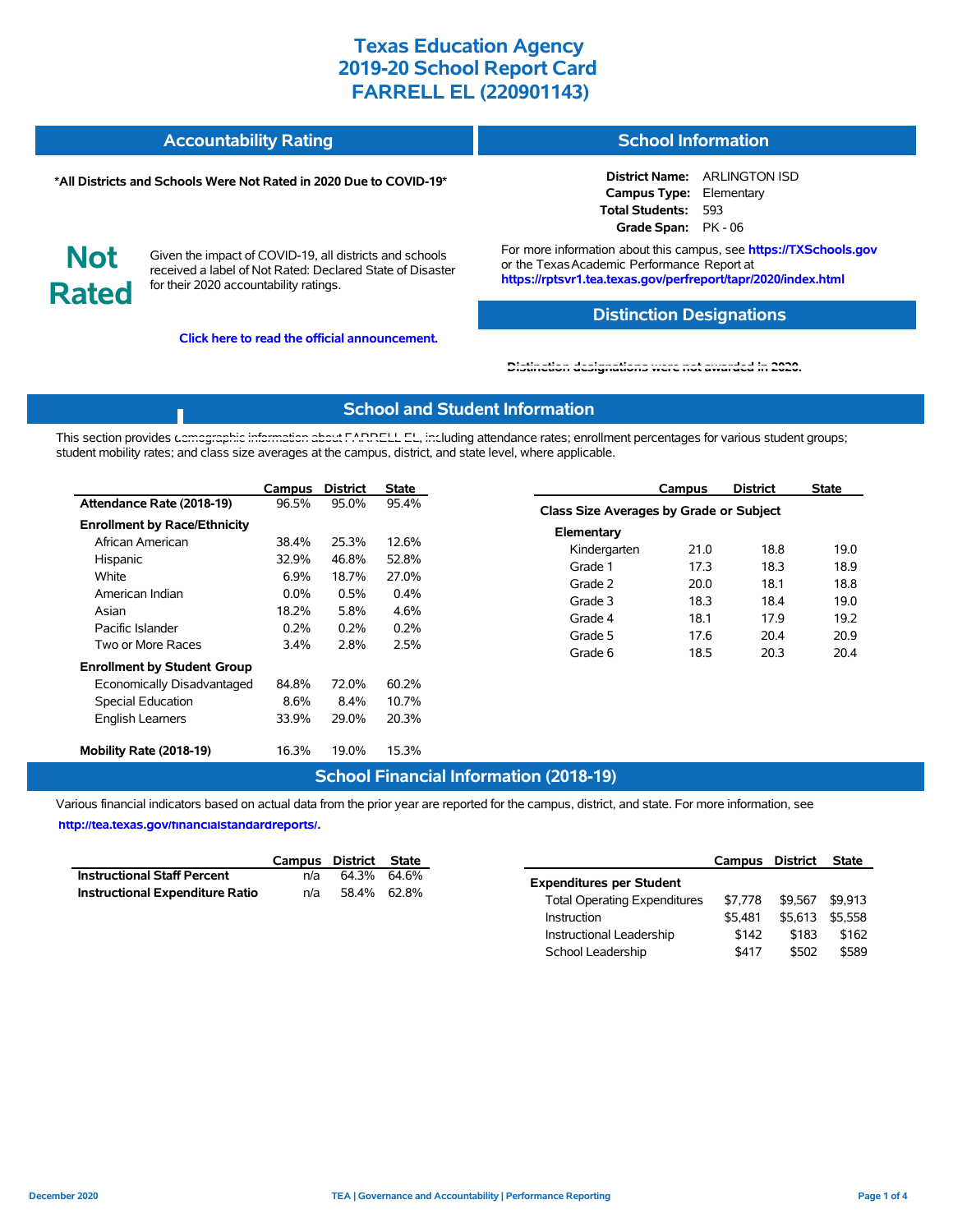# Texas Education Agency
# 2019-20 School Report Card
# FARRELL EL (220901143)

## Accountability Rating

**\*All Districts and Schools Were Not Rated in 2020 Due to COVID-19\***

**Not Rated**

Given the impact of COVID-19, all districts and schools received a label of Not Rated: Declared State of Disaster for their 2020 accountability ratings.

**Click here to read the official announcement.**

## School Information

**District Name:** ARLINGTON ISD
**Campus Type:** Elementary
**Total Students:** 593
**Grade Span:** PK - 06

For more information about this campus, see **https://TXSchools.gov** or the Texas Academic Performance Report at **https://rptsvr1.tea.texas.gov/perfreport/tapr/2020/index.html**

## Distinction Designations

Distinction designations were not awarded in 2020.

## School and Student Information

This section provides demographic information about FARRELL EL, including attendance rates; enrollment percentages for various student groups; student mobility rates; and class size averages at the campus, district, and state level, where applicable.

| | Campus | District | State |
|---|---|---|---|
| **Attendance Rate (2018-19)** | 96.5% | 95.0% | 95.4% |
| **Enrollment by Race/Ethnicity** | | | |
| African American | 38.4% | 25.3% | 12.6% |
| Hispanic | 32.9% | 46.8% | 52.8% |
| White | 6.9% | 18.7% | 27.0% |
| American Indian | 0.0% | 0.5% | 0.4% |
| Asian | 18.2% | 5.8% | 4.6% |
| Pacific Islander | 0.2% | 0.2% | 0.2% |
| Two or More Races | 3.4% | 2.8% | 2.5% |
| **Enrollment by Student Group** | | | |
| Economically Disadvantaged | 84.8% | 72.0% | 60.2% |
| Special Education | 8.6% | 8.4% | 10.7% |
| English Learners | 33.9% | 29.0% | 20.3% |
| **Mobility Rate (2018-19)** | 16.3% | 19.0% | 15.3% |

| | Campus | District | State |
|---|---|---|---|
| **Class Size Averages by Grade or Subject** | | | |
| **Elementary** | | | |
| Kindergarten | 21.0 | 18.8 | 19.0 |
| Grade 1 | 17.3 | 18.3 | 18.9 |
| Grade 2 | 20.0 | 18.1 | 18.8 |
| Grade 3 | 18.3 | 18.4 | 19.0 |
| Grade 4 | 18.1 | 17.9 | 19.2 |
| Grade 5 | 17.6 | 20.4 | 20.9 |
| Grade 6 | 18.5 | 20.3 | 20.4 |

## School Financial Information (2018-19)

Various financial indicators based on actual data from the prior year are reported for the campus, district, and state. For more information, see **http://tea.texas.gov/financialstandardreports/.**

| | Campus | District | State |
|---|---|---|---|
| **Instructional Staff Percent** | n/a | 64.3% | 64.6% |
| **Instructional Expenditure Ratio** | n/a | 58.4% | 62.8% |

| | Campus | District | State |
|---|---|---|---|
| **Expenditures per Student** | | | |
| Total Operating Expenditures | $7,778 | $9,567 | $9,913 |
| Instruction | $5,481 | $5,613 | $5,558 |
| Instructional Leadership | $142 | $183 | $162 |
| School Leadership | $417 | $502 | $589 |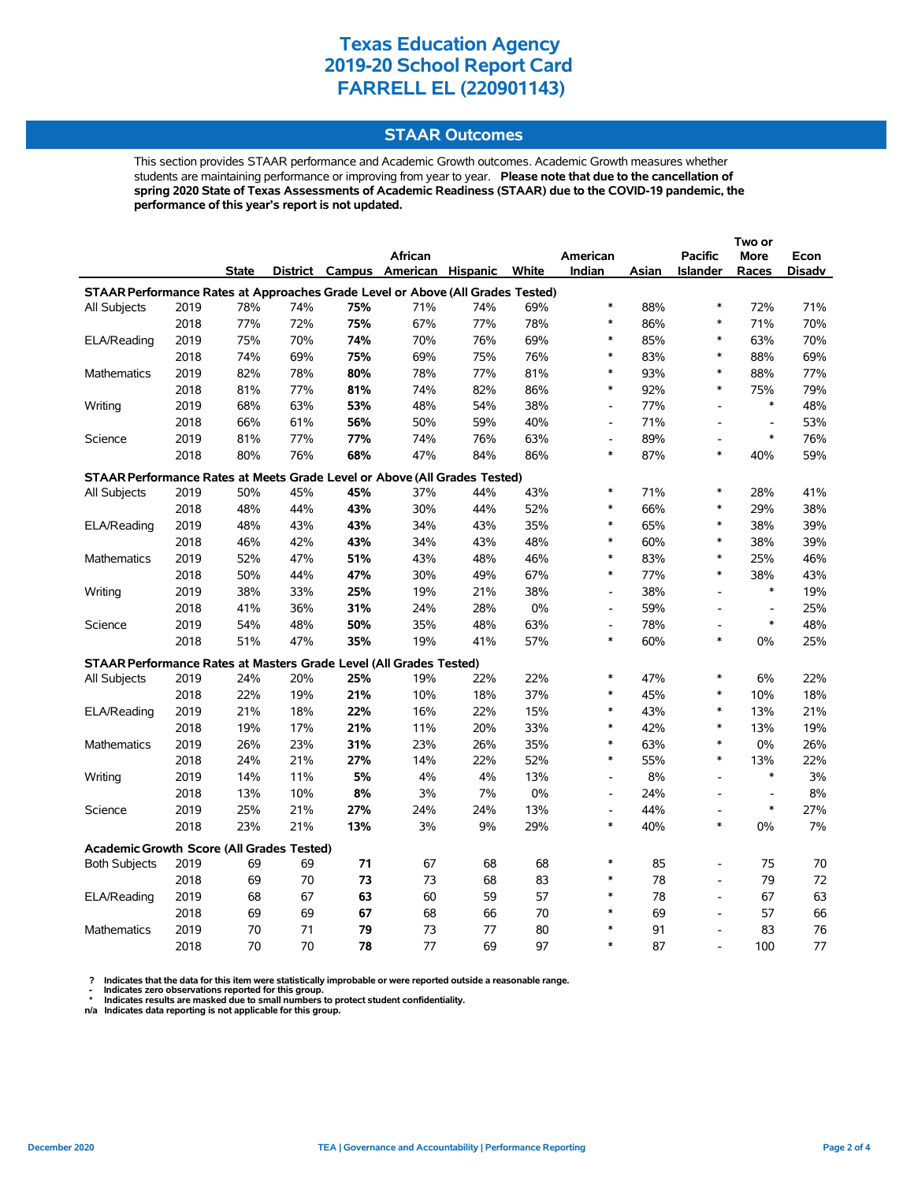# Texas Education Agency
# 2019-20 School Report Card
# FARRELL EL (220901143)

## STAAR Outcomes

This section provides STAAR performance and Academic Growth outcomes. Academic Growth measures whether students are maintaining performance or improving from year to year. **Please note that due to the cancellation of spring 2020 State of Texas Assessments of Academic Readiness (STAAR) due to the COVID-19 pandemic, the performance of this year's report is not updated.**

| | | State | District | Campus | African American | Hispanic | White | American Indian | Asian | Pacific Islander | Two or More Races | Econ Disadv |
|---|---|---|---|---|---|---|---|---|---|---|---|---|
| **STAAR Performance Rates at Approaches Grade Level or Above (All Grades Tested)** | | | | | | | | | | | | |
| All Subjects | 2019 | 78% | 74% | **75%** | 71% | 74% | 69% | * | 88% | * | 72% | 71% |
| | 2018 | 77% | 72% | **75%** | 67% | 77% | 78% | * | 86% | * | 71% | 70% |
| ELA/Reading | 2019 | 75% | 70% | **74%** | 70% | 76% | 69% | * | 85% | * | 63% | 70% |
| | 2018 | 74% | 69% | **75%** | 69% | 75% | 76% | * | 83% | * | 88% | 69% |
| Mathematics | 2019 | 82% | 78% | **80%** | 78% | 77% | 81% | * | 93% | * | 88% | 77% |
| | 2018 | 81% | 77% | **81%** | 74% | 82% | 86% | * | 92% | * | 75% | 79% |
| Writing | 2019 | 68% | 63% | **53%** | 48% | 54% | 38% | - | 77% | - | * | 48% |
| | 2018 | 66% | 61% | **56%** | 50% | 59% | 40% | - | 71% | - | - | 53% |
| Science | 2019 | 81% | 77% | **77%** | 74% | 76% | 63% | - | 89% | - | * | 76% |
| | 2018 | 80% | 76% | **68%** | 47% | 84% | 86% | * | 87% | * | 40% | 59% |
| **STAAR Performance Rates at Meets Grade Level or Above (All Grades Tested)** | | | | | | | | | | | | |
| All Subjects | 2019 | 50% | 45% | **45%** | 37% | 44% | 43% | * | 71% | * | 28% | 41% |
| | 2018 | 48% | 44% | **43%** | 30% | 44% | 52% | * | 66% | * | 29% | 38% |
| ELA/Reading | 2019 | 48% | 43% | **43%** | 34% | 43% | 35% | * | 65% | * | 38% | 39% |
| | 2018 | 46% | 42% | **43%** | 34% | 43% | 48% | * | 60% | * | 38% | 39% |
| Mathematics | 2019 | 52% | 47% | **51%** | 43% | 48% | 46% | * | 83% | * | 25% | 46% |
| | 2018 | 50% | 44% | **47%** | 30% | 49% | 67% | * | 77% | * | 38% | 43% |
| Writing | 2019 | 38% | 33% | **25%** | 19% | 21% | 38% | - | 38% | - | * | 19% |
| | 2018 | 41% | 36% | **31%** | 24% | 28% | 0% | - | 59% | - | - | 25% |
| Science | 2019 | 54% | 48% | **50%** | 35% | 48% | 63% | - | 78% | - | * | 48% |
| | 2018 | 51% | 47% | **35%** | 19% | 41% | 57% | * | 60% | * | 0% | 25% |
| **STAAR Performance Rates at Masters Grade Level (All Grades Tested)** | | | | | | | | | | | | |
| All Subjects | 2019 | 24% | 20% | **25%** | 19% | 22% | 22% | * | 47% | * | 6% | 22% |
| | 2018 | 22% | 19% | **21%** | 10% | 18% | 37% | * | 45% | * | 10% | 18% |
| ELA/Reading | 2019 | 21% | 18% | **22%** | 16% | 22% | 15% | * | 43% | * | 13% | 21% |
| | 2018 | 19% | 17% | **21%** | 11% | 20% | 33% | * | 42% | * | 13% | 19% |
| Mathematics | 2019 | 26% | 23% | **31%** | 23% | 26% | 35% | * | 63% | * | 0% | 26% |
| | 2018 | 24% | 21% | **27%** | 14% | 22% | 52% | * | 55% | * | 13% | 22% |
| Writing | 2019 | 14% | 11% | **5%** | 4% | 4% | 13% | - | 8% | - | * | 3% |
| | 2018 | 13% | 10% | **8%** | 3% | 7% | 0% | - | 24% | - | - | 8% |
| Science | 2019 | 25% | 21% | **27%** | 24% | 24% | 13% | - | 44% | - | * | 27% |
| | 2018 | 23% | 21% | **13%** | 3% | 9% | 29% | * | 40% | * | 0% | 7% |
| **Academic Growth Score (All Grades Tested)** | | | | | | | | | | | | |
| Both Subjects | 2019 | 69 | 69 | **71** | 67 | 68 | 68 | * | 85 | - | 75 | 70 |
| | 2018 | 69 | 70 | **73** | 73 | 68 | 83 | * | 78 | - | 79 | 72 |
| ELA/Reading | 2019 | 68 | 67 | **63** | 60 | 59 | 57 | * | 78 | - | 67 | 63 |
| | 2018 | 69 | 69 | **67** | 68 | 66 | 70 | * | 69 | - | 57 | 66 |
| Mathematics | 2019 | 70 | 71 | **79** | 73 | 77 | 80 | * | 91 | - | 83 | 76 |
| | 2018 | 70 | 70 | **78** | 77 | 69 | 97 | * | 87 | - | 100 | 77 |

**?** Indicates that the data for this item were statistically improbable or were reported outside a reasonable range.
**-** Indicates zero observations reported for this group.
**\*** Indicates results are masked due to small numbers to protect student confidentiality.
**n/a** Indicates data reporting is not applicable for this group.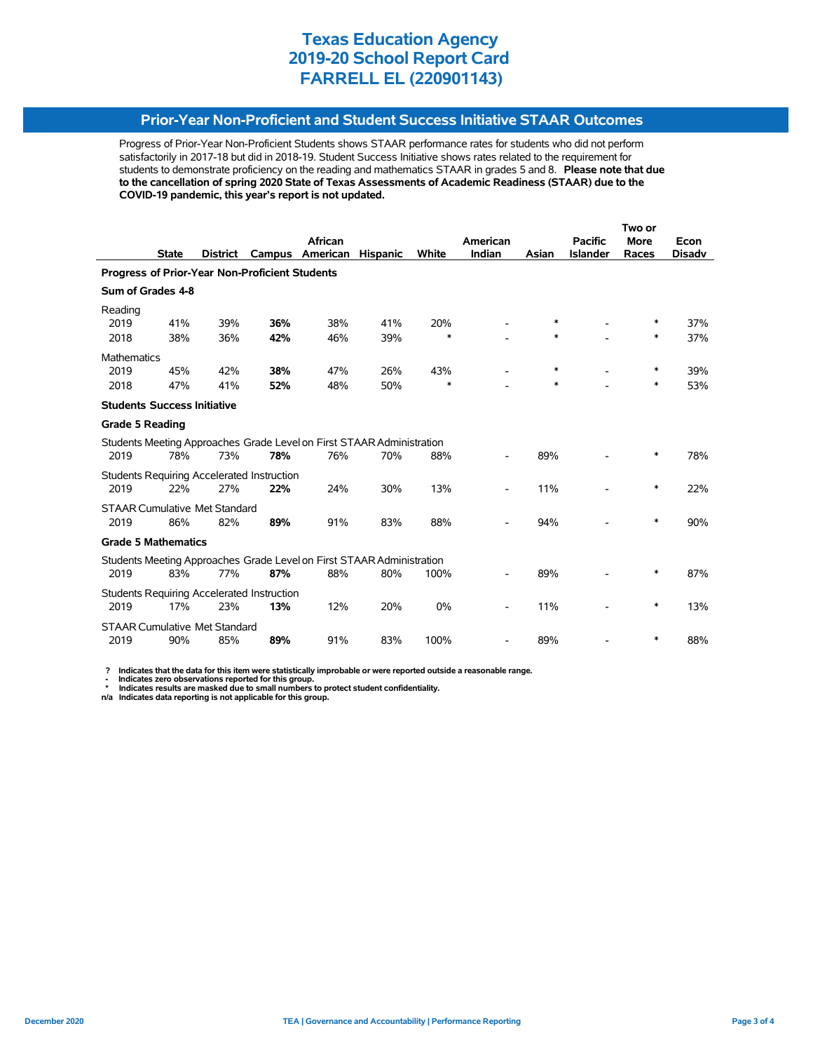# Texas Education Agency
# 2019-20 School Report Card
# FARRELL EL (220901143)

## Prior-Year Non-Proficient and Student Success Initiative STAAR Outcomes

Progress of Prior-Year Non-Proficient Students shows STAAR performance rates for students who did not perform satisfactorily in 2017-18 but did in 2018-19. Student Success Initiative shows rates related to the requirement for students to demonstrate proficiency on the reading and mathematics STAAR in grades 5 and 8. **Please note that due to the cancellation of spring 2020 State of Texas Assessments of Academic Readiness (STAAR) due to the COVID-19 pandemic, this year's report is not updated.**

| | State | District | Campus | African American | Hispanic | White | American Indian | Asian | Pacific Islander | Two or More Races | Econ Disadv |
|---|---|---|---|---|---|---|---|---|---|---|---|
| **Progress of Prior-Year Non-Proficient Students** | | | | | | | | | | | |
| **Sum of Grades 4-8** | | | | | | | | | | | |
| Reading | | | | | | | | | | | |
| 2019 | 41% | 39% | **36%** | 38% | 41% | 20% | - | * | - | * | 37% |
| 2018 | 38% | 36% | **42%** | 46% | 39% | * | - | * | - | * | 37% |
| Mathematics | | | | | | | | | | | |
| 2019 | 45% | 42% | **38%** | 47% | 26% | 43% | - | * | - | * | 39% |
| 2018 | 47% | 41% | **52%** | 48% | 50% | * | - | * | - | * | 53% |
| **Students Success Initiative** | | | | | | | | | | | |
| **Grade 5 Reading** | | | | | | | | | | | |
| Students Meeting Approaches Grade Level on First STAAR Administration | | | | | | | | | | | |
| 2019 | 78% | 73% | **78%** | 76% | 70% | 88% | - | 89% | - | * | 78% |
| Students Requiring Accelerated Instruction | | | | | | | | | | | |
| 2019 | 22% | 27% | **22%** | 24% | 30% | 13% | - | 11% | - | * | 22% |
| STAAR Cumulative Met Standard | | | | | | | | | | | |
| 2019 | 86% | 82% | **89%** | 91% | 83% | 88% | - | 94% | - | * | 90% |
| **Grade 5 Mathematics** | | | | | | | | | | | |
| Students Meeting Approaches Grade Level on First STAAR Administration | | | | | | | | | | | |
| 2019 | 83% | 77% | **87%** | 88% | 80% | 100% | - | 89% | - | * | 87% |
| Students Requiring Accelerated Instruction | | | | | | | | | | | |
| 2019 | 17% | 23% | **13%** | 12% | 20% | 0% | - | 11% | - | * | 13% |
| STAAR Cumulative Met Standard | | | | | | | | | | | |
| 2019 | 90% | 85% | **89%** | 91% | 83% | 100% | - | 89% | - | * | 88% |

? Indicates that the data for this item were statistically improbable or were reported outside a reasonable range.
- Indicates zero observations reported for this group.
* Indicates results are masked due to small numbers to protect student confidentiality.
n/a Indicates data reporting is not applicable for this group.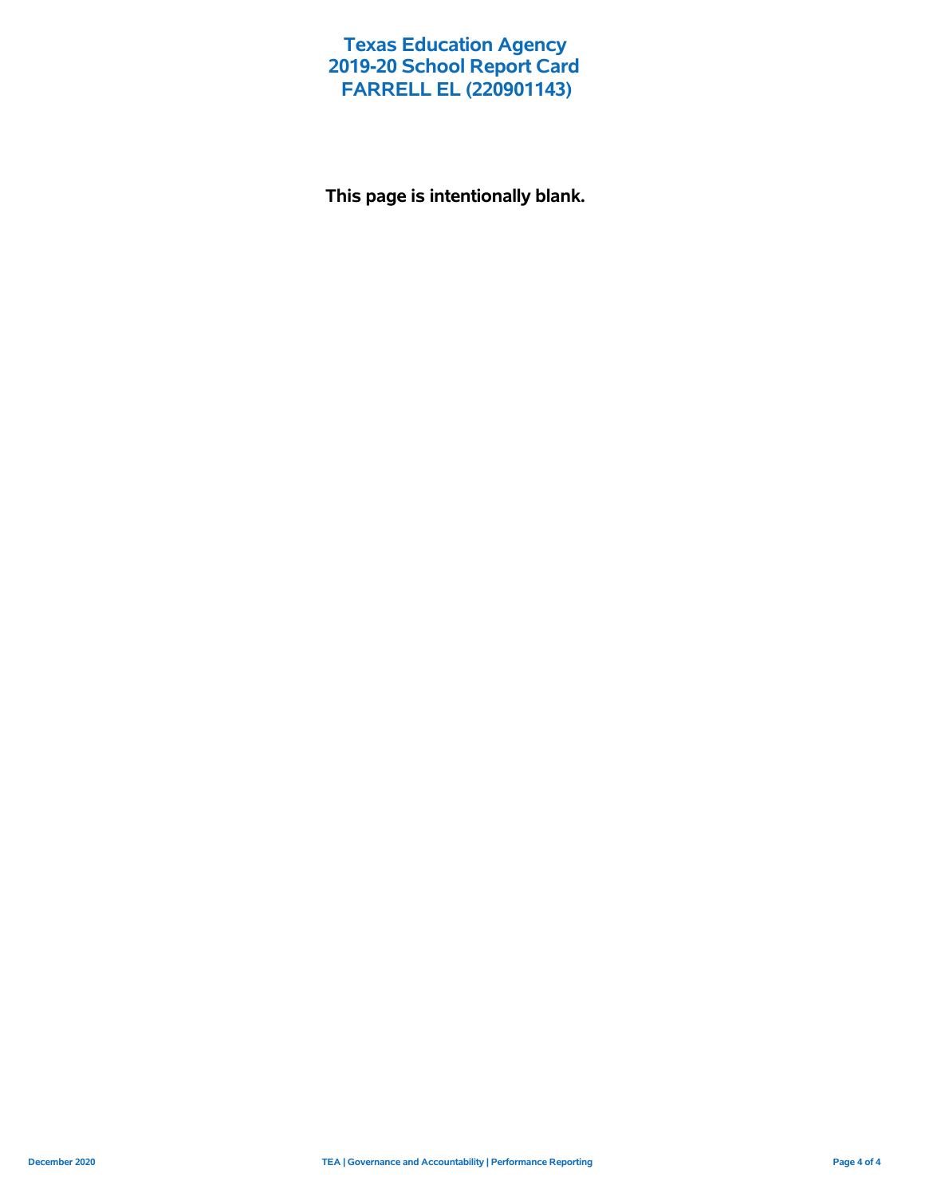# Texas Education Agency
# 2019-20 School Report Card
# FARRELL EL (220901143)

**This page is intentionally blank.**